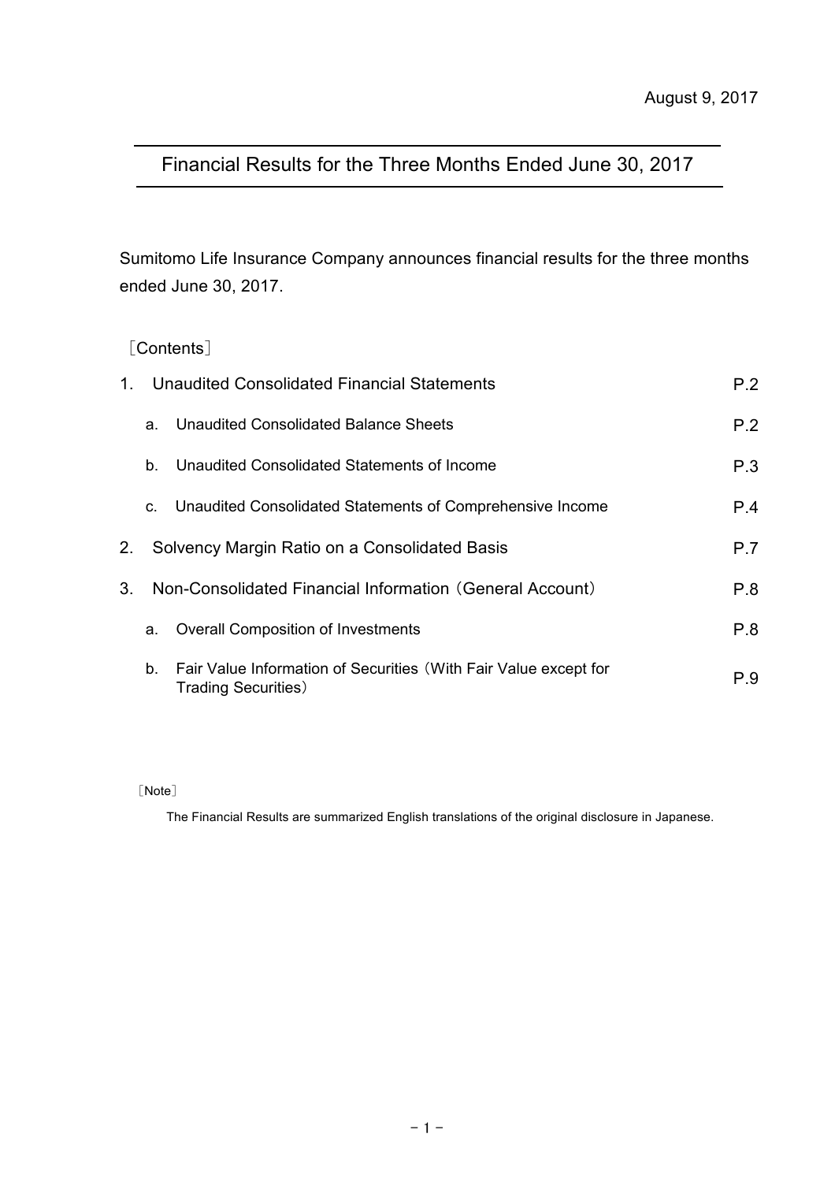August 9, 2017

# Financial Results for the Three Months Ended June 30, 2017

Sumitomo Life Insurance Company announces financial results for the three months ended June 30, 2017.

［Contents］

| | | |
|---|---|---|
| 1. | Unaudited Consolidated Financial Statements | P.2 |
| | a. Unaudited Consolidated Balance Sheets | P.2 |
| | b. Unaudited Consolidated Statements of Income | P.3 |
| | c. Unaudited Consolidated Statements of Comprehensive Income | P.4 |
| 2. | Solvency Margin Ratio on a Consolidated Basis | P.7 |
| 3. | Non-Consolidated Financial Information（General Account） | P.8 |
| | a. Overall Composition of Investments | P.8 |
| | b. Fair Value Information of Securities（With Fair Value except for Trading Securities） | P.9 |

［Note］

The Financial Results are summarized English translations of the original disclosure in Japanese.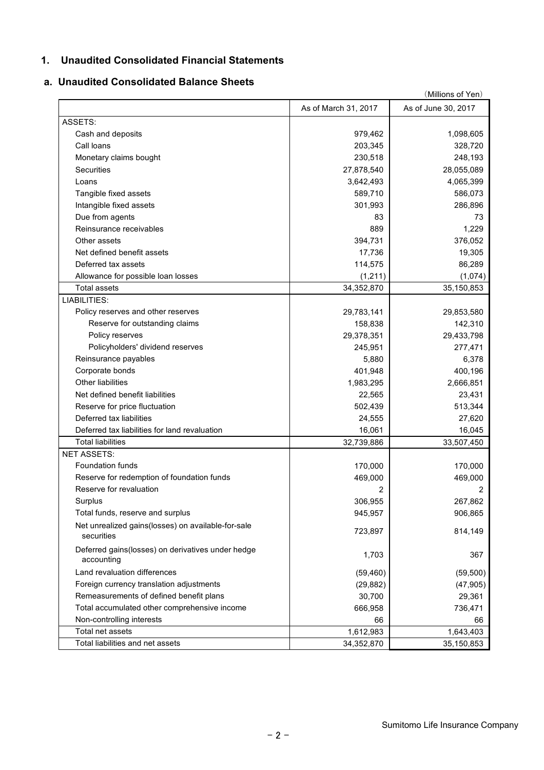## 1. Unaudited Consolidated Financial Statements

### a. Unaudited Consolidated Balance Sheets

(Millions of Yen)

| | As of March 31, 2017 | As of June 30, 2017 |
|---|---|---|
| ASSETS: | | |
| Cash and deposits | 979,462 | 1,098,605 |
| Call loans | 203,345 | 328,720 |
| Monetary claims bought | 230,518 | 248,193 |
| Securities | 27,878,540 | 28,055,089 |
| Loans | 3,642,493 | 4,065,399 |
| Tangible fixed assets | 589,710 | 586,073 |
| Intangible fixed assets | 301,993 | 286,896 |
| Due from agents | 83 | 73 |
| Reinsurance receivables | 889 | 1,229 |
| Other assets | 394,731 | 376,052 |
| Net defined benefit assets | 17,736 | 19,305 |
| Deferred tax assets | 114,575 | 86,289 |
| Allowance for possible loan losses | (1,211) | (1,074) |
| Total assets | 34,352,870 | 35,150,853 |
| LIABILITIES: | | |
| Policy reserves and other reserves | 29,783,141 | 29,853,580 |
| Reserve for outstanding claims | 158,838 | 142,310 |
| Policy reserves | 29,378,351 | 29,433,798 |
| Policyholders' dividend reserves | 245,951 | 277,471 |
| Reinsurance payables | 5,880 | 6,378 |
| Corporate bonds | 401,948 | 400,196 |
| Other liabilities | 1,983,295 | 2,666,851 |
| Net defined benefit liabilities | 22,565 | 23,431 |
| Reserve for price fluctuation | 502,439 | 513,344 |
| Deferred tax liabilities | 24,555 | 27,620 |
| Deferred tax liabilities for land revaluation | 16,061 | 16,045 |
| Total liabilities | 32,739,886 | 33,507,450 |
| NET ASSETS: | | |
| Foundation funds | 170,000 | 170,000 |
| Reserve for redemption of foundation funds | 469,000 | 469,000 |
| Reserve for revaluation | 2 | 2 |
| Surplus | 306,955 | 267,862 |
| Total funds, reserve and surplus | 945,957 | 906,865 |
| Net unrealized gains(losses) on available-for-sale securities | 723,897 | 814,149 |
| Deferred gains(losses) on derivatives under hedge accounting | 1,703 | 367 |
| Land revaluation differences | (59,460) | (59,500) |
| Foreign currency translation adjustments | (29,882) | (47,905) |
| Remeasurements of defined benefit plans | 30,700 | 29,361 |
| Total accumulated other comprehensive income | 666,958 | 736,471 |
| Non-controlling interests | 66 | 66 |
| Total net assets | 1,612,983 | 1,643,403 |
| Total liabilities and net assets | 34,352,870 | 35,150,853 |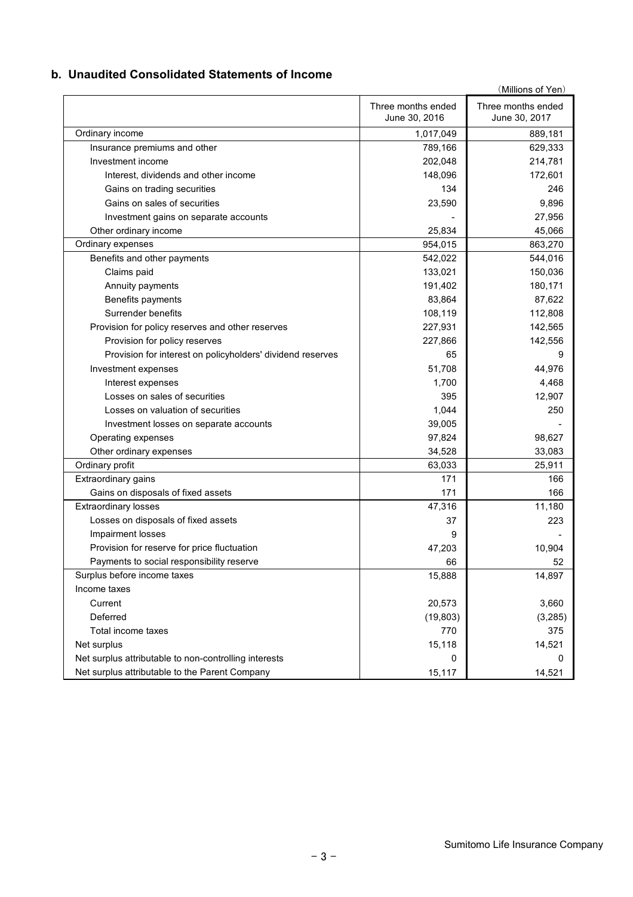## b. Unaudited Consolidated Statements of Income

(Millions of Yen)

| | Three months ended June 30, 2016 | Three months ended June 30, 2017 |
|---|---|---|
| Ordinary income | 1,017,049 | 889,181 |
| Insurance premiums and other | 789,166 | 629,333 |
| Investment income | 202,048 | 214,781 |
| Interest, dividends and other income | 148,096 | 172,601 |
| Gains on trading securities | 134 | 246 |
| Gains on sales of securities | 23,590 | 9,896 |
| Investment gains on separate accounts | - | 27,956 |
| Other ordinary income | 25,834 | 45,066 |
| Ordinary expenses | 954,015 | 863,270 |
| Benefits and other payments | 542,022 | 544,016 |
| Claims paid | 133,021 | 150,036 |
| Annuity payments | 191,402 | 180,171 |
| Benefits payments | 83,864 | 87,622 |
| Surrender benefits | 108,119 | 112,808 |
| Provision for policy reserves and other reserves | 227,931 | 142,565 |
| Provision for policy reserves | 227,866 | 142,556 |
| Provision for interest on policyholders' dividend reserves | 65 | 9 |
| Investment expenses | 51,708 | 44,976 |
| Interest expenses | 1,700 | 4,468 |
| Losses on sales of securities | 395 | 12,907 |
| Losses on valuation of securities | 1,044 | 250 |
| Investment losses on separate accounts | 39,005 | - |
| Operating expenses | 97,824 | 98,627 |
| Other ordinary expenses | 34,528 | 33,083 |
| Ordinary profit | 63,033 | 25,911 |
| Extraordinary gains | 171 | 166 |
| Gains on disposals of fixed assets | 171 | 166 |
| Extraordinary losses | 47,316 | 11,180 |
| Losses on disposals of fixed assets | 37 | 223 |
| Impairment losses | 9 | - |
| Provision for reserve for price fluctuation | 47,203 | 10,904 |
| Payments to social responsibility reserve | 66 | 52 |
| Surplus before income taxes | 15,888 | 14,897 |
| Income taxes | | |
| Current | 20,573 | 3,660 |
| Deferred | (19,803) | (3,285) |
| Total income taxes | 770 | 375 |
| Net surplus | 15,118 | 14,521 |
| Net surplus attributable to non-controlling interests | 0 | 0 |
| Net surplus attributable to the Parent Company | 15,117 | 14,521 |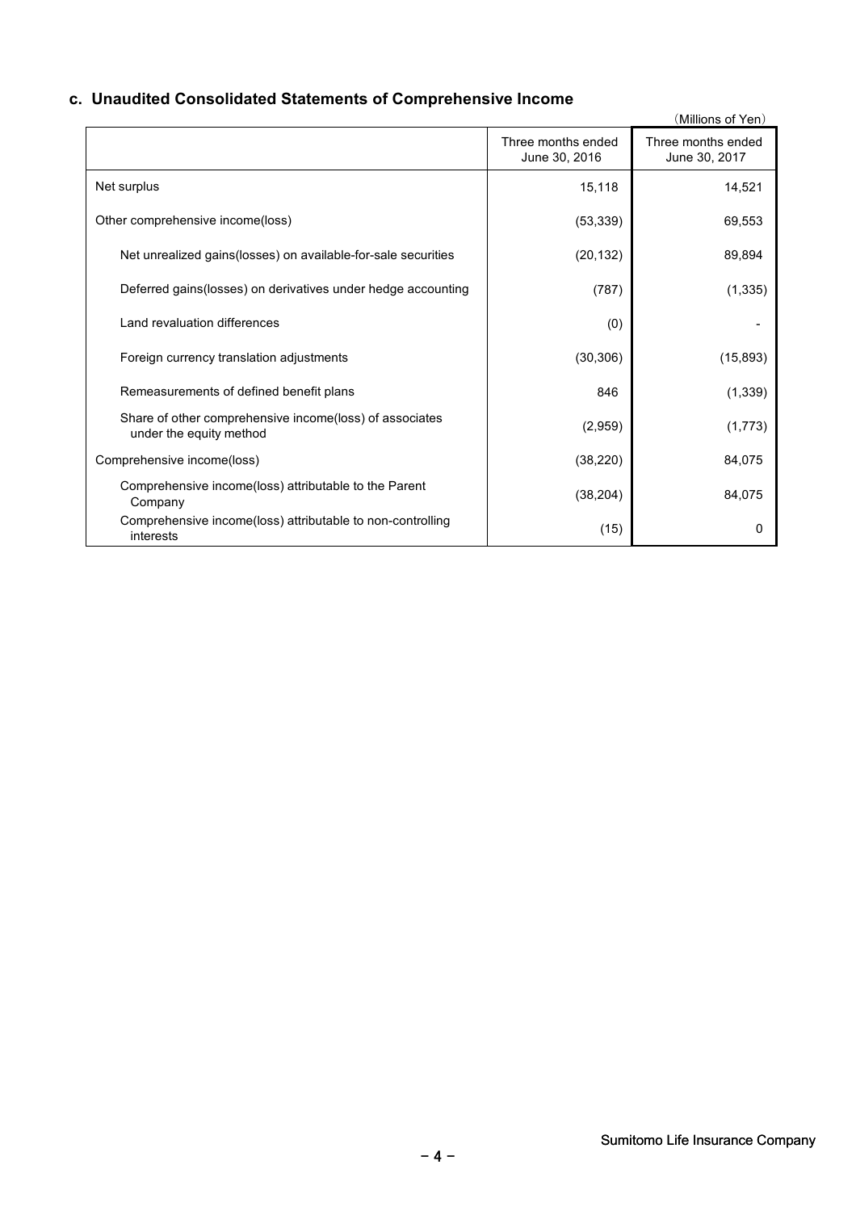## c. Unaudited Consolidated Statements of Comprehensive Income

(Millions of Yen)

| | Three months ended June 30, 2016 | Three months ended June 30, 2017 |
|---|---|---|
| Net surplus | 15,118 | 14,521 |
| Other comprehensive income(loss) | (53,339) | 69,553 |
| Net unrealized gains(losses) on available-for-sale securities | (20,132) | 89,894 |
| Deferred gains(losses) on derivatives under hedge accounting | (787) | (1,335) |
| Land revaluation differences | (0) | - |
| Foreign currency translation adjustments | (30,306) | (15,893) |
| Remeasurements of defined benefit plans | 846 | (1,339) |
| Share of other comprehensive income(loss) of associates under the equity method | (2,959) | (1,773) |
| Comprehensive income(loss) | (38,220) | 84,075 |
| Comprehensive income(loss) attributable to the Parent Company | (38,204) | 84,075 |
| Comprehensive income(loss) attributable to non-controlling interests | (15) | 0 |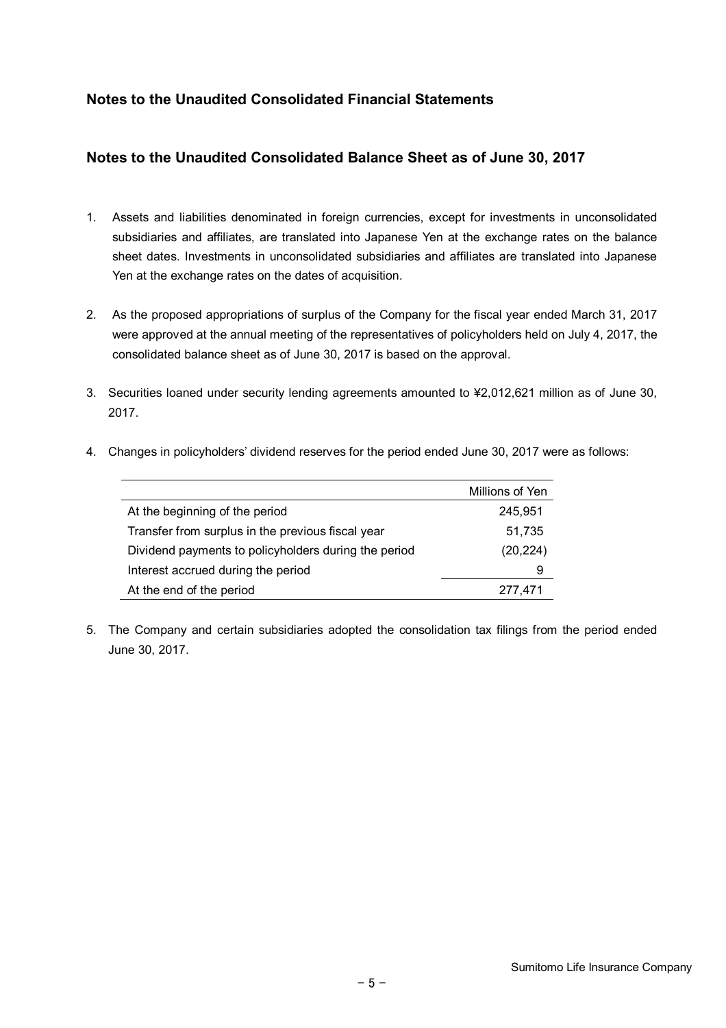## Notes to the Unaudited Consolidated Financial Statements

## Notes to the Unaudited Consolidated Balance Sheet as of June 30, 2017

1. Assets and liabilities denominated in foreign currencies, except for investments in unconsolidated subsidiaries and affiliates, are translated into Japanese Yen at the exchange rates on the balance sheet dates. Investments in unconsolidated subsidiaries and affiliates are translated into Japanese Yen at the exchange rates on the dates of acquisition.

2. As the proposed appropriations of surplus of the Company for the fiscal year ended March 31, 2017 were approved at the annual meeting of the representatives of policyholders held on July 4, 2017, the consolidated balance sheet as of June 30, 2017 is based on the approval.

3. Securities loaned under security lending agreements amounted to ¥2,012,621 million as of June 30, 2017.

4. Changes in policyholders' dividend reserves for the period ended June 30, 2017 were as follows:

| | Millions of Yen |
|---|---|
| At the beginning of the period | 245,951 |
| Transfer from surplus in the previous fiscal year | 51,735 |
| Dividend payments to policyholders during the period | (20,224) |
| Interest accrued during the period | 9 |
| At the end of the period | 277,471 |

5. The Company and certain subsidiaries adopted the consolidation tax filings from the period ended June 30, 2017.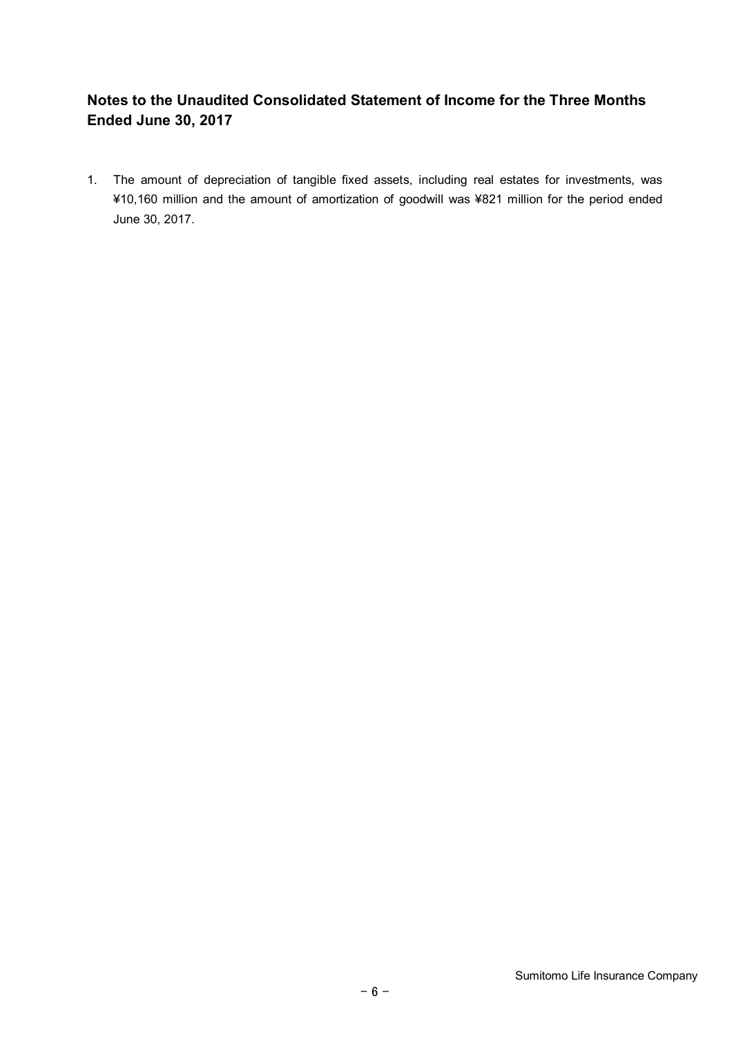## Notes to the Unaudited Consolidated Statement of Income for the Three Months Ended June 30, 2017

1. The amount of depreciation of tangible fixed assets, including real estates for investments, was ¥10,160 million and the amount of amortization of goodwill was ¥821 million for the period ended June 30, 2017.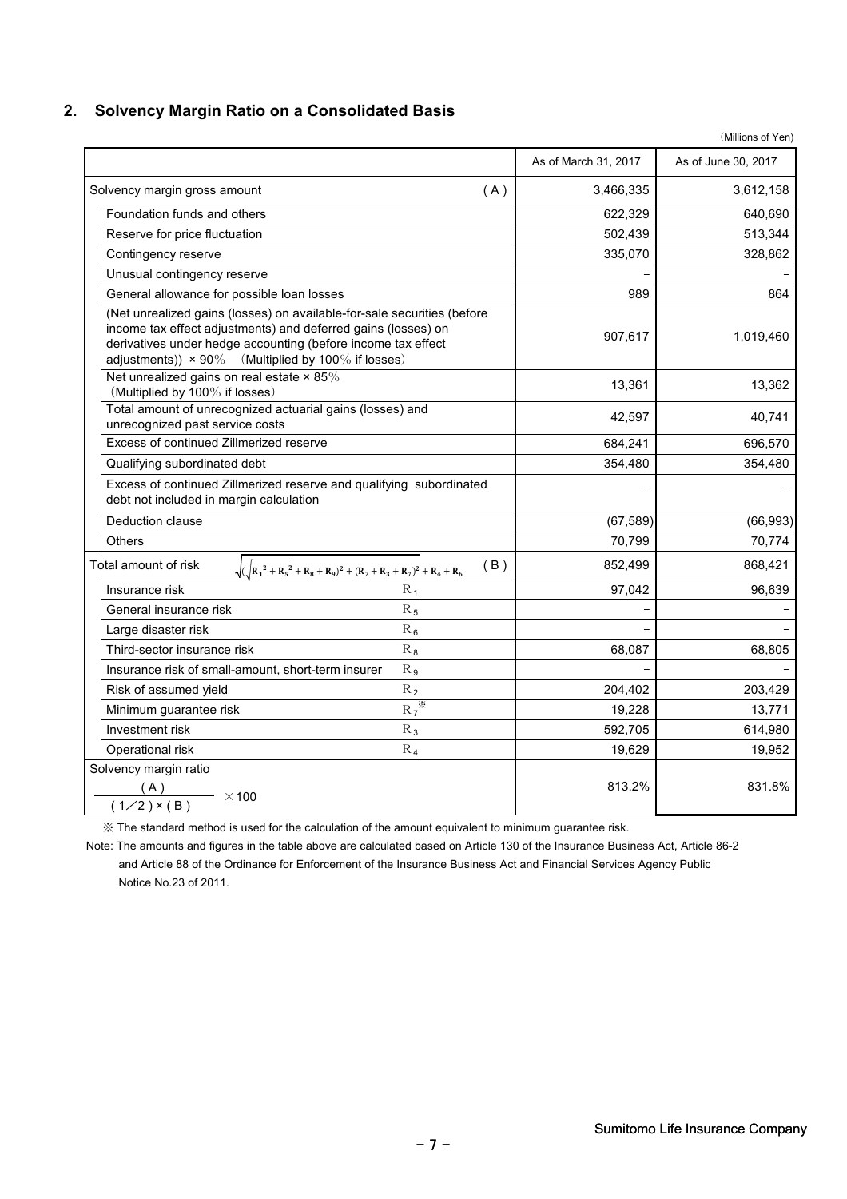## 2. Solvency Margin Ratio on a Consolidated Basis

(Millions of Yen)

| | | As of March 31, 2017 | As of June 30, 2017 |
|---|---|---|---|
| Solvency margin gross amount | (A) | 3,466,335 | 3,612,158 |
| Foundation funds and others | | 622,329 | 640,690 |
| Reserve for price fluctuation | | 502,439 | 513,344 |
| Contingency reserve | | 335,070 | 328,862 |
| Unusual contingency reserve | | − | − |
| General allowance for possible loan losses | | 989 | 864 |
| (Net unrealized gains (losses) on available-for-sale securities (before income tax effect adjustments) and deferred gains (losses) on derivatives under hedge accounting (before income tax effect adjustments)) × 90% (Multiplied by 100% if losses) | | 907,617 | 1,019,460 |
| Net unrealized gains on real estate × 85% (Multiplied by 100% if losses) | | 13,361 | 13,362 |
| Total amount of unrecognized actuarial gains (losses) and unrecognized past service costs | | 42,597 | 40,741 |
| Excess of continued Zillmerized reserve | | 684,241 | 696,570 |
| Qualifying subordinated debt | | 354,480 | 354,480 |
| Excess of continued Zillmerized reserve and qualifying subordinated debt not included in margin calculation | | − | − |
| Deduction clause | | (67,589) | (66,993) |
| Others | | 70,799 | 70,774 |
| Total amount of risk $\sqrt{(\sqrt{R_1^2 + R_5^2} + R_8 + R_9)^2 + (R_2 + R_3 + R_7)^2} + R_4 + R_6$ | (B) | 852,499 | 868,421 |
| Insurance risk | $R_1$ | 97,042 | 96,639 |
| General insurance risk | $R_5$ | − | − |
| Large disaster risk | $R_6$ | − | − |
| Third-sector insurance risk | $R_8$ | 68,087 | 68,805 |
| Insurance risk of small-amount, short-term insurer | $R_9$ | − | − |
| Risk of assumed yield | $R_2$ | 204,402 | 203,429 |
| Minimum guarantee risk | $R_7$ ※ | 19,228 | 13,771 |
| Investment risk | $R_3$ | 592,705 | 614,980 |
| Operational risk | $R_4$ | 19,629 | 19,952 |
| Solvency margin ratio $\dfrac{(A)}{(1/2) \times (B)} \times 100$ | | 813.2% | 831.8% |

※ The standard method is used for the calculation of the amount equivalent to minimum guarantee risk.

Note: The amounts and figures in the table above are calculated based on Article 130 of the Insurance Business Act, Article 86-2 and Article 88 of the Ordinance for Enforcement of the Insurance Business Act and Financial Services Agency Public Notice No.23 of 2011.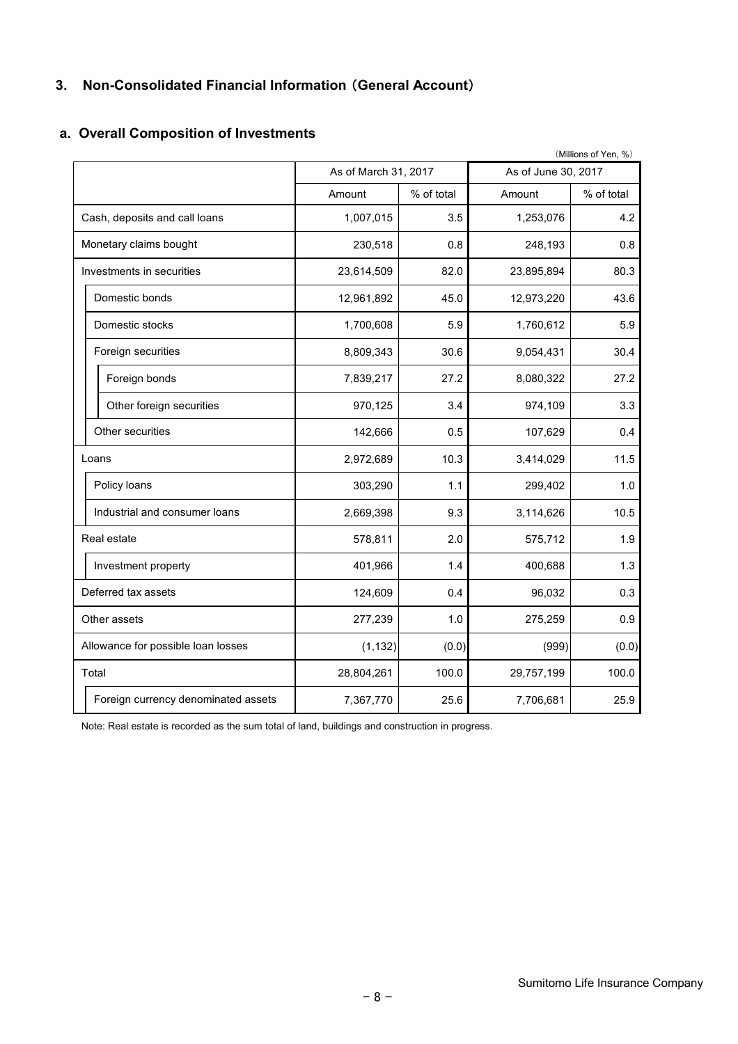## 3. Non-Consolidated Financial Information（General Account）

### a. Overall Composition of Investments

（Millions of Yen, %）

| | As of March 31, 2017 | | As of June 30, 2017 | |
|---|---|---|---|---|
| | Amount | % of total | Amount | % of total |
| Cash, deposits and call loans | 1,007,015 | 3.5 | 1,253,076 | 4.2 |
| Monetary claims bought | 230,518 | 0.8 | 248,193 | 0.8 |
| Investments in securities | 23,614,509 | 82.0 | 23,895,894 | 80.3 |
| Domestic bonds | 12,961,892 | 45.0 | 12,973,220 | 43.6 |
| Domestic stocks | 1,700,608 | 5.9 | 1,760,612 | 5.9 |
| Foreign securities | 8,809,343 | 30.6 | 9,054,431 | 30.4 |
| Foreign bonds | 7,839,217 | 27.2 | 8,080,322 | 27.2 |
| Other foreign securities | 970,125 | 3.4 | 974,109 | 3.3 |
| Other securities | 142,666 | 0.5 | 107,629 | 0.4 |
| Loans | 2,972,689 | 10.3 | 3,414,029 | 11.5 |
| Policy loans | 303,290 | 1.1 | 299,402 | 1.0 |
| Industrial and consumer loans | 2,669,398 | 9.3 | 3,114,626 | 10.5 |
| Real estate | 578,811 | 2.0 | 575,712 | 1.9 |
| Investment property | 401,966 | 1.4 | 400,688 | 1.3 |
| Deferred tax assets | 124,609 | 0.4 | 96,032 | 0.3 |
| Other assets | 277,239 | 1.0 | 275,259 | 0.9 |
| Allowance for possible loan losses | (1,132) | (0.0) | (999) | (0.0) |
| Total | 28,804,261 | 100.0 | 29,757,199 | 100.0 |
| Foreign currency denominated assets | 7,367,770 | 25.6 | 7,706,681 | 25.9 |

Note: Real estate is recorded as the sum total of land, buildings and construction in progress.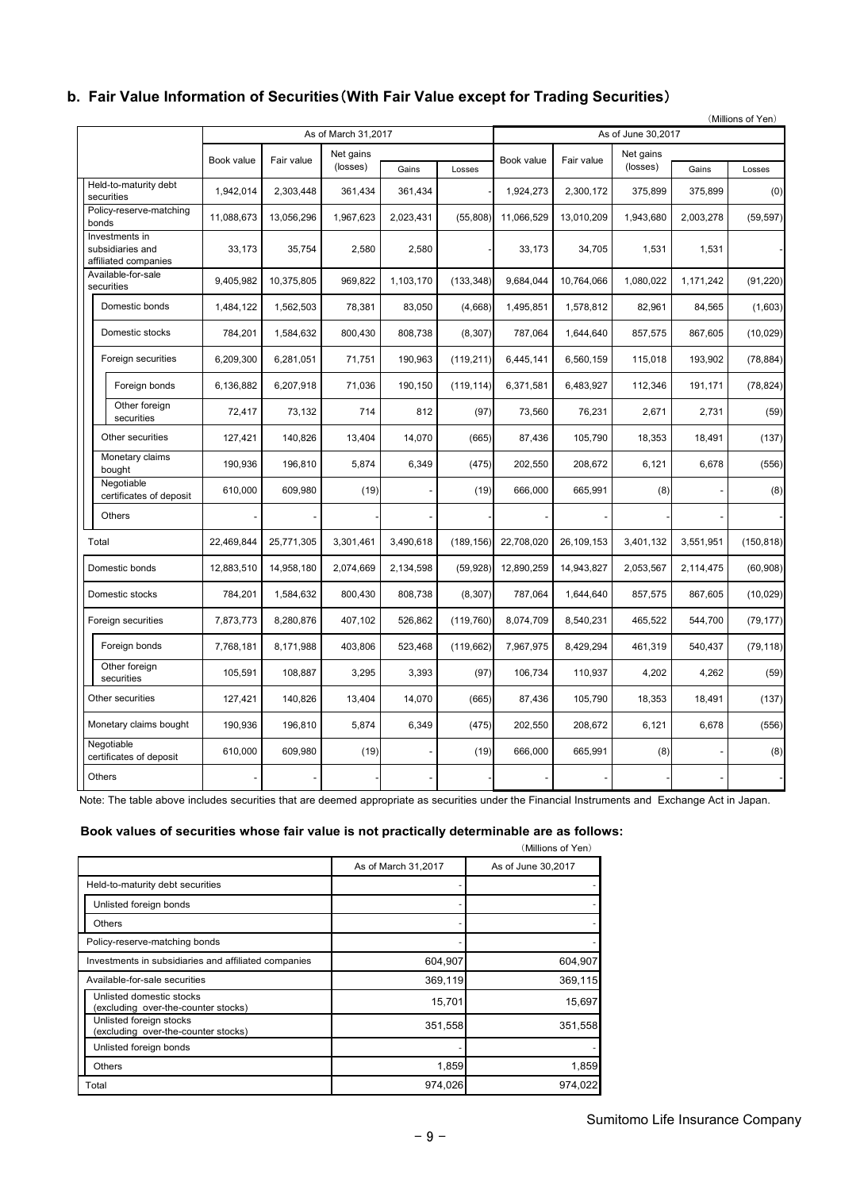## b. Fair Value Information of Securities（With Fair Value except for Trading Securities）

（Millions of Yen）

| | As of March 31,2017 | | | | | As of June 30,2017 | | | | |
|---|---|---|---|---|---|---|---|---|---|---|
| | Book value | Fair value | Net gains (losses) | Gains | Losses | Book value | Fair value | Net gains (losses) | Gains | Losses |
| Held-to-maturity debt securities | 1,942,014 | 2,303,448 | 361,434 | 361,434 | - | 1,924,273 | 2,300,172 | 375,899 | 375,899 | (0) |
| Policy-reserve-matching bonds | 11,088,673 | 13,056,296 | 1,967,623 | 2,023,431 | (55,808) | 11,066,529 | 13,010,209 | 1,943,680 | 2,003,278 | (59,597) |
| Investments in subsidiaries and affiliated companies | 33,173 | 35,754 | 2,580 | 2,580 | - | 33,173 | 34,705 | 1,531 | 1,531 | - |
| Available-for-sale securities | 9,405,982 | 10,375,805 | 969,822 | 1,103,170 | (133,348) | 9,684,044 | 10,764,066 | 1,080,022 | 1,171,242 | (91,220) |
| Domestic bonds | 1,484,122 | 1,562,503 | 78,381 | 83,050 | (4,668) | 1,495,851 | 1,578,812 | 82,961 | 84,565 | (1,603) |
| Domestic stocks | 784,201 | 1,584,632 | 800,430 | 808,738 | (8,307) | 787,064 | 1,644,640 | 857,575 | 867,605 | (10,029) |
| Foreign securities | 6,209,300 | 6,281,051 | 71,751 | 190,963 | (119,211) | 6,445,141 | 6,560,159 | 115,018 | 193,902 | (78,884) |
| Foreign bonds | 6,136,882 | 6,207,918 | 71,036 | 190,150 | (119,114) | 6,371,581 | 6,483,927 | 112,346 | 191,171 | (78,824) |
| Other foreign securities | 72,417 | 73,132 | 714 | 812 | (97) | 73,560 | 76,231 | 2,671 | 2,731 | (59) |
| Other securities | 127,421 | 140,826 | 13,404 | 14,070 | (665) | 87,436 | 105,790 | 18,353 | 18,491 | (137) |
| Monetary claims bought | 190,936 | 196,810 | 5,874 | 6,349 | (475) | 202,550 | 208,672 | 6,121 | 6,678 | (556) |
| Negotiable certificates of deposit | 610,000 | 609,980 | (19) | - | (19) | 666,000 | 665,991 | (8) | - | (8) |
| Others | - | - | - | - | - | - | - | - | - | - |
| Total | 22,469,844 | 25,771,305 | 3,301,461 | 3,490,618 | (189,156) | 22,708,020 | 26,109,153 | 3,401,132 | 3,551,951 | (150,818) |
| Domestic bonds | 12,883,510 | 14,958,180 | 2,074,669 | 2,134,598 | (59,928) | 12,890,259 | 14,943,827 | 2,053,567 | 2,114,475 | (60,908) |
| Domestic stocks | 784,201 | 1,584,632 | 800,430 | 808,738 | (8,307) | 787,064 | 1,644,640 | 857,575 | 867,605 | (10,029) |
| Foreign securities | 7,873,773 | 8,280,876 | 407,102 | 526,862 | (119,760) | 8,074,709 | 8,540,231 | 465,522 | 544,700 | (79,177) |
| Foreign bonds | 7,768,181 | 8,171,988 | 403,806 | 523,468 | (119,662) | 7,967,975 | 8,429,294 | 461,319 | 540,437 | (79,118) |
| Other foreign securities | 105,591 | 108,887 | 3,295 | 3,393 | (97) | 106,734 | 110,937 | 4,202 | 4,262 | (59) |
| Other securities | 127,421 | 140,826 | 13,404 | 14,070 | (665) | 87,436 | 105,790 | 18,353 | 18,491 | (137) |
| Monetary claims bought | 190,936 | 196,810 | 5,874 | 6,349 | (475) | 202,550 | 208,672 | 6,121 | 6,678 | (556) |
| Negotiable certificates of deposit | 610,000 | 609,980 | (19) | - | (19) | 666,000 | 665,991 | (8) | - | (8) |
| Others | - | - | - | - | - | - | - | - | - | - |

Note: The table above includes securities that are deemed appropriate as securities under the Financial Instruments and Exchange Act in Japan.

**Book values of securities whose fair value is not practically determinable are as follows:**

（Millions of Yen）

| | As of March 31,2017 | As of June 30,2017 |
|---|---|---|
| Held-to-maturity debt securities | - | - |
| Unlisted foreign bonds | - | - |
| Others | - | - |
| Policy-reserve-matching bonds | - | - |
| Investments in subsidiaries and affiliated companies | 604,907 | 604,907 |
| Available-for-sale securities | 369,119 | 369,115 |
| Unlisted domestic stocks (excluding over-the-counter stocks) | 15,701 | 15,697 |
| Unlisted foreign stocks (excluding over-the-counter stocks) | 351,558 | 351,558 |
| Unlisted foreign bonds | - | - |
| Others | 1,859 | 1,859 |
| Total | 974,026 | 974,022 |

Sumitomo Life Insurance Company